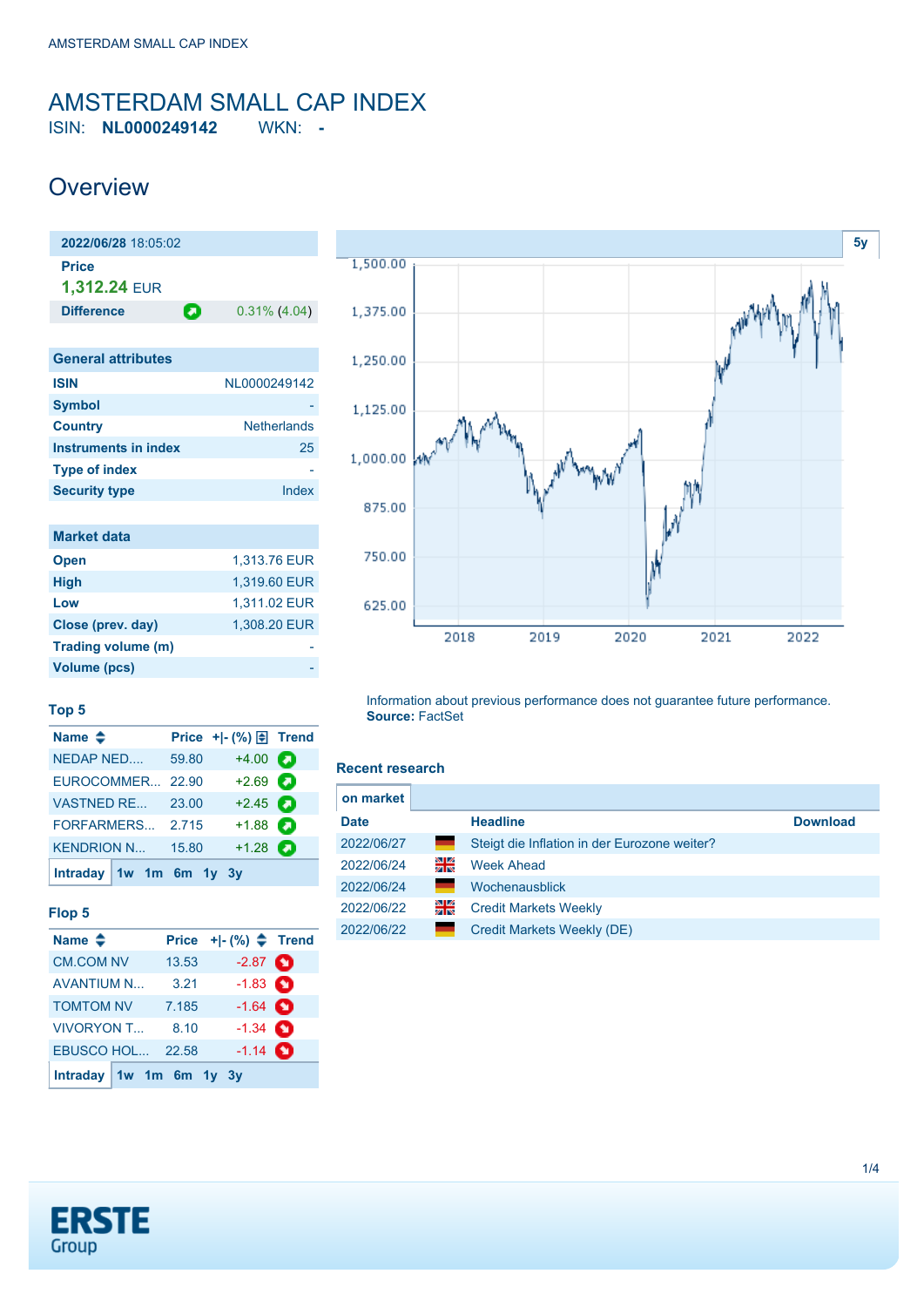# AMSTERDAM SMALL CAP INDEX

ISIN: **NL0000249142** WKN: **-**

## Overview

| **2022/06/28** 18:05:02 | |
|---|---|
| **Price** | |
| **1,312.24** EUR | |
| **Difference** | 0.31% (4.04) |

| General attributes | |
|---|---|
| **ISIN** | NL0000249142 |
| **Symbol** | - |
| **Country** | Netherlands |
| **Instruments in index** | 25 |
| **Type of index** | - |
| **Security type** | Index |

| Market data | |
|---|---|
| **Open** | 1,313.76 EUR |
| **High** | 1,319.60 EUR |
| **Low** | 1,311.02 EUR |
| **Close (prev. day)** | 1,308.20 EUR |
| **Trading volume (m)** | - |
| **Volume (pcs)** | - |

### Top 5

| Name | Price | +\|- (%) | Trend |
|---|---|---|---|
| NEDAP NED.... | 59.80 | +4.00 | |
| EUROCOMMER... | 22.90 | +2.69 | |
| VASTNED RE... | 23.00 | +2.45 | |
| FORFARMERS... | 2.715 | +1.88 | |
| KENDRION N... | 15.80 | +1.28 | |

Intraday 1w 1m 6m 1y 3y

### Flop 5

| Name | Price | +\|- (%) | Trend |
|---|---|---|---|
| CM.COM NV | 13.53 | -2.87 | |
| AVANTIUM N... | 3.21 | -1.83 | |
| TOMTOM NV | 7.185 | -1.64 | |
| VIVORYON T... | 8.10 | -1.34 | |
| EBUSCO HOL... | 22.58 | -1.14 | |

Intraday 1w 1m 6m 1y 3y

Information about previous performance does not guarantee future performance.
**Source:** FactSet

### Recent research

on market

| Date | | Headline | Download |
|---|---|---|---|
| 2022/06/27 | | Steigt die Inflation in der Eurozone weiter? | |
| 2022/06/24 | | Week Ahead | |
| 2022/06/24 | | Wochenausblick | |
| 2022/06/22 | | Credit Markets Weekly | |
| 2022/06/22 | | Credit Markets Weekly (DE) | |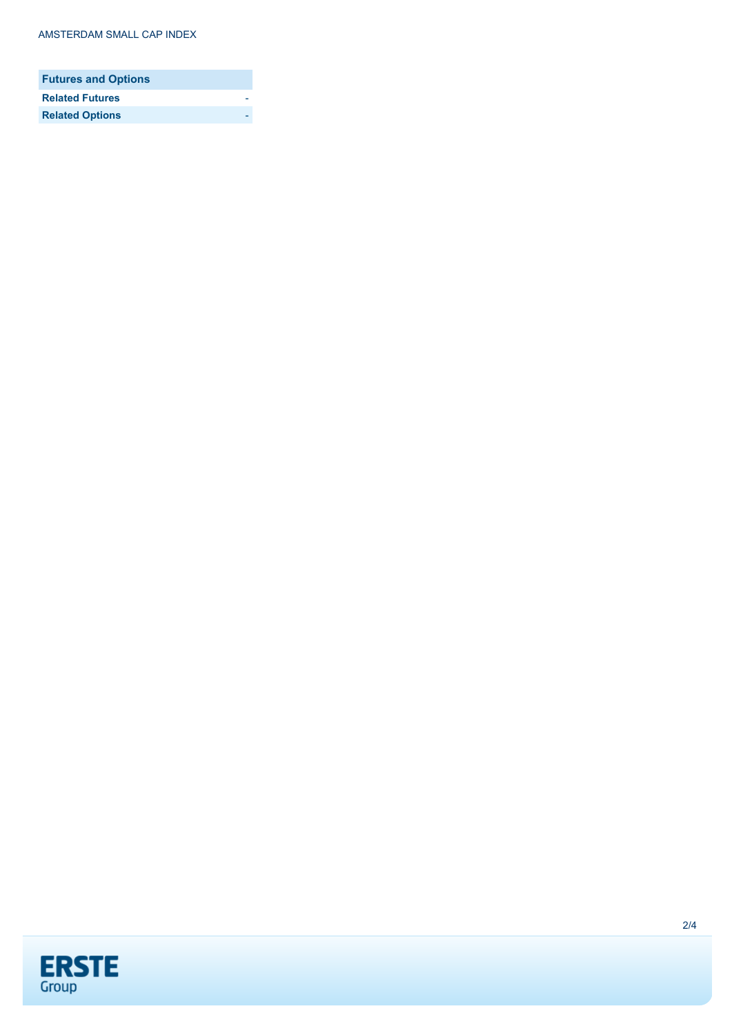| Futures and Options | |
|---|---|
| Related Futures | - |
| Related Options | - |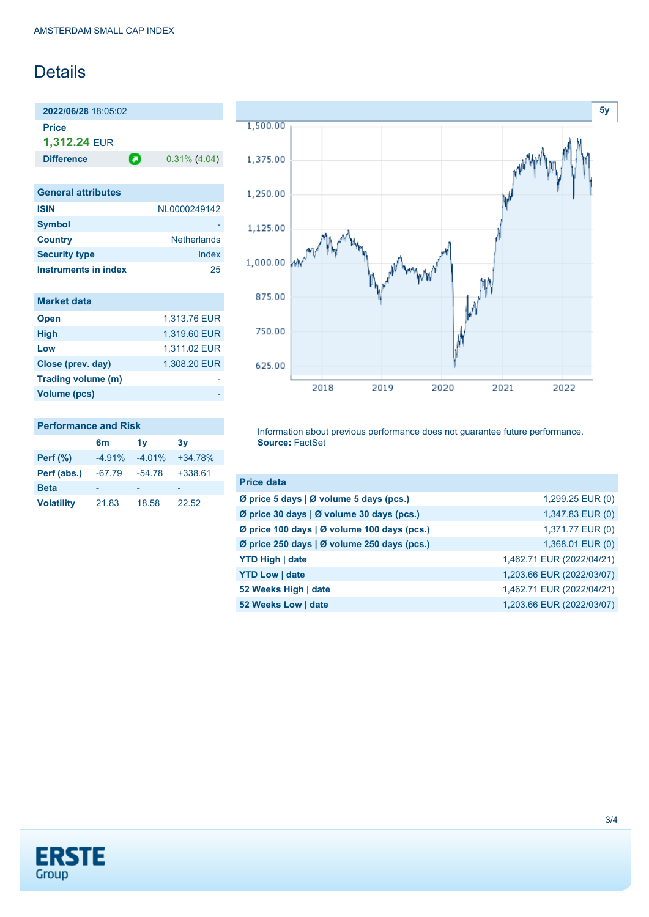AMSTERDAM SMALL CAP INDEX

# Details

**2022/06/28** 18:05:02

**Price**

**1,312.24** EUR

| **Difference** | 0.31% (4.04) |
|---|---|

## General attributes

| | |
|---|---|
| **ISIN** | NL0000249142 |
| **Symbol** | - |
| **Country** | Netherlands |
| **Security type** | Index |
| **Instruments in index** | 25 |

## Market data

| | |
|---|---|
| **Open** | 1,313.76 EUR |
| **High** | 1,319.60 EUR |
| **Low** | 1,311.02 EUR |
| **Close (prev. day)** | 1,308.20 EUR |
| **Trading volume (m)** | - |
| **Volume (pcs)** | - |

## Performance and Risk

| | 6m | 1y | 3y |
|---|---|---|---|
| **Perf (%)** | -4.91% | -4.01% | +34.78% |
| **Perf (abs.)** | -67.79 | -54.78 | +338.61 |
| **Beta** | - | - | - |
| **Volatility** | 21.83 | 18.58 | 22.52 |

Information about previous performance does not guarantee future performance.
**Source:** FactSet

## Price data

| | |
|---|---|
| **Ø price 5 days \| Ø volume 5 days (pcs.)** | 1,299.25 EUR (0) |
| **Ø price 30 days \| Ø volume 30 days (pcs.)** | 1,347.83 EUR (0) |
| **Ø price 100 days \| Ø volume 100 days (pcs.)** | 1,371.77 EUR (0) |
| **Ø price 250 days \| Ø volume 250 days (pcs.)** | 1,368.01 EUR (0) |
| **YTD High \| date** | 1,462.71 EUR (2022/04/21) |
| **YTD Low \| date** | 1,203.66 EUR (2022/03/07) |
| **52 Weeks High \| date** | 1,462.71 EUR (2022/04/21) |
| **52 Weeks Low \| date** | 1,203.66 EUR (2022/03/07) |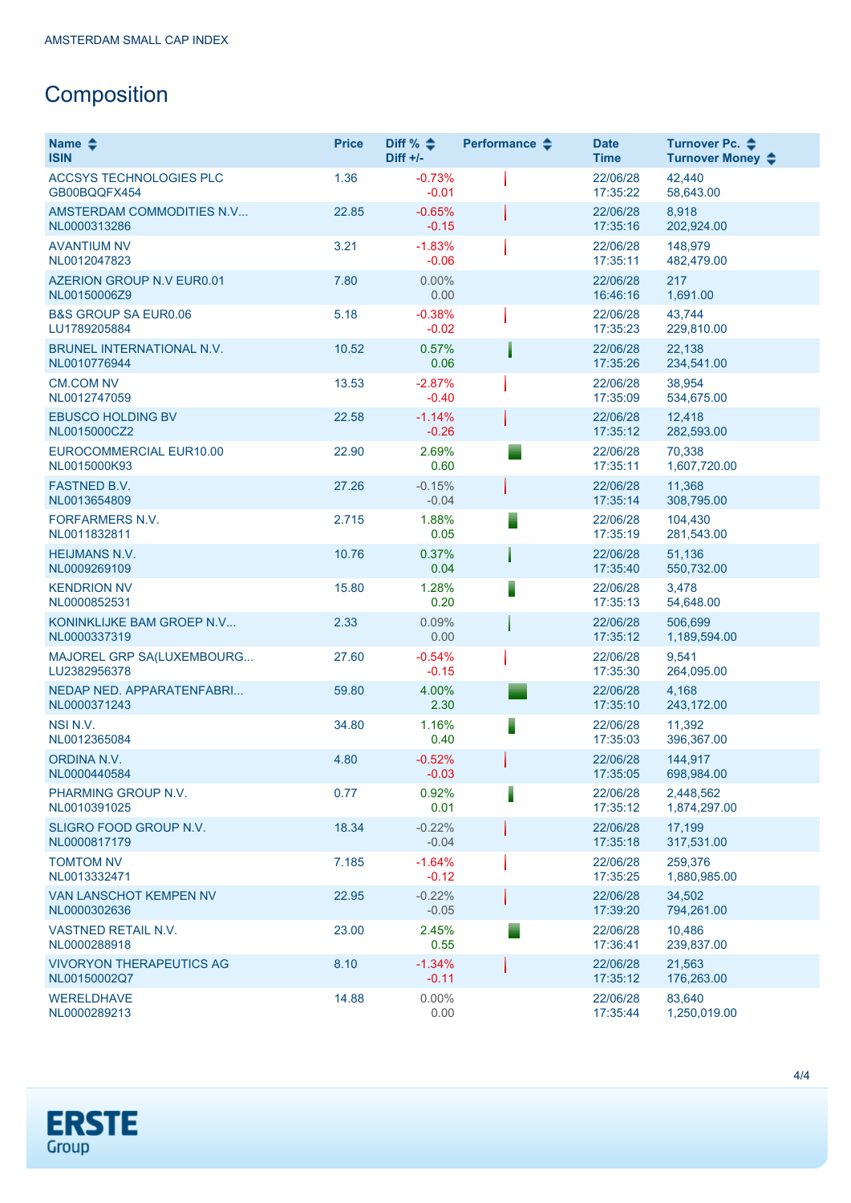AMSTERDAM SMALL CAP INDEX

# Composition

| Name<br>ISIN | Price | Diff %<br>Diff +/- | Performance | Date<br>Time | Turnover Pc.<br>Turnover Money |
|---|---|---|---|---|---|
| ACCSYS TECHNOLOGIES PLC<br>GB00BQQFX454 | 1.36 | -0.73%<br>-0.01 | | 22/06/28<br>17:35:22 | 42,440<br>58,643.00 |
| AMSTERDAM COMMODITIES N.V...<br>NL0000313286 | 22.85 | -0.65%<br>-0.15 | | 22/06/28<br>17:35:16 | 8,918<br>202,924.00 |
| AVANTIUM NV<br>NL0012047823 | 3.21 | -1.83%<br>-0.06 | | 22/06/28<br>17:35:11 | 148,979<br>482,479.00 |
| AZERION GROUP N.V EUR0.01<br>NL00150006Z9 | 7.80 | 0.00%<br>0.00 | | 22/06/28<br>16:46:16 | 217<br>1,691.00 |
| B&S GROUP SA EUR0.06<br>LU1789205884 | 5.18 | -0.38%<br>-0.02 | | 22/06/28<br>17:35:23 | 43,744<br>229,810.00 |
| BRUNEL INTERNATIONAL N.V.<br>NL0010776944 | 10.52 | 0.57%<br>0.06 | | 22/06/28<br>17:35:26 | 22,138<br>234,541.00 |
| CM.COM NV<br>NL0012747059 | 13.53 | -2.87%<br>-0.40 | | 22/06/28<br>17:35:09 | 38,954<br>534,675.00 |
| EBUSCO HOLDING BV<br>NL0015000CZ2 | 22.58 | -1.14%<br>-0.26 | | 22/06/28<br>17:35:12 | 12,418<br>282,593.00 |
| EUROCOMMERCIAL EUR10.00<br>NL0015000K93 | 22.90 | 2.69%<br>0.60 | | 22/06/28<br>17:35:11 | 70,338<br>1,607,720.00 |
| FASTNED B.V.<br>NL0013654809 | 27.26 | -0.15%<br>-0.04 | | 22/06/28<br>17:35:14 | 11,368<br>308,795.00 |
| FORFARMERS N.V.<br>NL0011832811 | 2.715 | 1.88%<br>0.05 | | 22/06/28<br>17:35:19 | 104,430<br>281,543.00 |
| HEIJMANS N.V.<br>NL0009269109 | 10.76 | 0.37%<br>0.04 | | 22/06/28<br>17:35:40 | 51,136<br>550,732.00 |
| KENDRION NV<br>NL0000852531 | 15.80 | 1.28%<br>0.20 | | 22/06/28<br>17:35:13 | 3,478<br>54,648.00 |
| KONINKLIJKE BAM GROEP N.V...<br>NL0000337319 | 2.33 | 0.09%<br>0.00 | | 22/06/28<br>17:35:12 | 506,699<br>1,189,594.00 |
| MAJOREL GRP SA(LUXEMBOURG...<br>LU2382956378 | 27.60 | -0.54%<br>-0.15 | | 22/06/28<br>17:35:30 | 9,541<br>264,095.00 |
| NEDAP NED. APPARATENFABRI...<br>NL0000371243 | 59.80 | 4.00%<br>2.30 | | 22/06/28<br>17:35:10 | 4,168<br>243,172.00 |
| NSI N.V.<br>NL0012365084 | 34.80 | 1.16%<br>0.40 | | 22/06/28<br>17:35:03 | 11,392<br>396,367.00 |
| ORDINA N.V.<br>NL0000440584 | 4.80 | -0.52%<br>-0.03 | | 22/06/28<br>17:35:05 | 144,917<br>698,984.00 |
| PHARMING GROUP N.V.<br>NL0010391025 | 0.77 | 0.92%<br>0.01 | | 22/06/28<br>17:35:12 | 2,448,562<br>1,874,297.00 |
| SLIGRO FOOD GROUP N.V.<br>NL0000817179 | 18.34 | -0.22%<br>-0.04 | | 22/06/28<br>17:35:18 | 17,199<br>317,531.00 |
| TOMTOM NV<br>NL0013332471 | 7.185 | -1.64%<br>-0.12 | | 22/06/28<br>17:35:25 | 259,376<br>1,880,985.00 |
| VAN LANSCHOT KEMPEN NV<br>NL0000302636 | 22.95 | -0.22%<br>-0.05 | | 22/06/28<br>17:39:20 | 34,502<br>794,261.00 |
| VASTNED RETAIL N.V.<br>NL0000288918 | 23.00 | 2.45%<br>0.55 | | 22/06/28<br>17:36:41 | 10,486<br>239,837.00 |
| VIVORYON THERAPEUTICS AG<br>NL00150002Q7 | 8.10 | -1.34%<br>-0.11 | | 22/06/28<br>17:35:12 | 21,563<br>176,263.00 |
| WERELDHAVE<br>NL0000289213 | 14.88 | 0.00%<br>0.00 | | 22/06/28<br>17:35:44 | 83,640<br>1,250,019.00 |